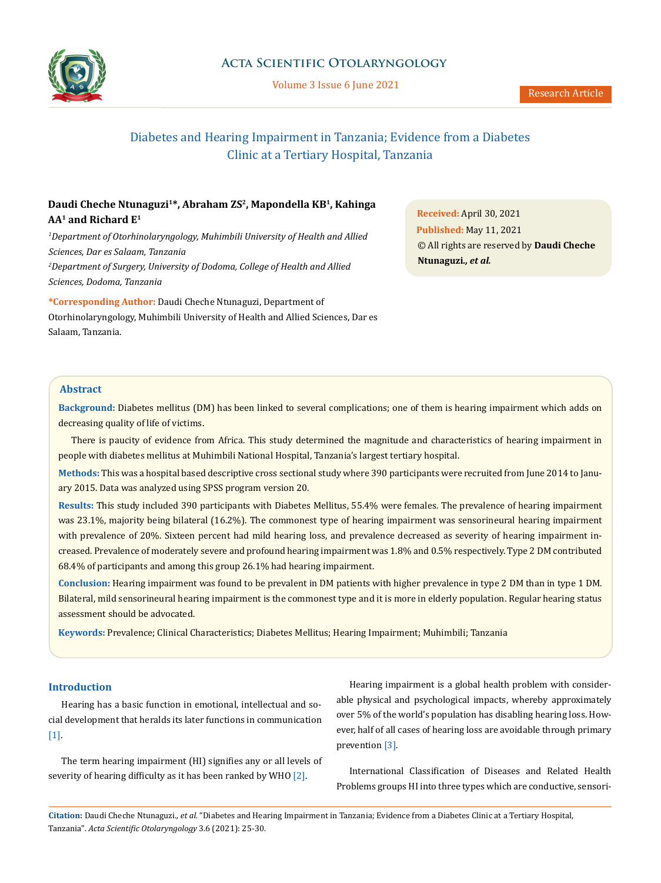# Diabetes and Hearing Impairment in Tanzania; Evidence from a Diabetes Clinic at a Tertiary Hospital, Tanzania

**Daudi Cheche Ntunaguzi[1]*, Abraham ZS[2], Mapondella KB[1], Kahinga AA[1] and Richard E[1]**

*[1]Department of Otorhinolaryngology, Muhimbili University of Health and Allied Sciences, Dar es Salaam, Tanzania*

*[2]Department of Surgery, University of Dodoma, College of Health and Allied Sciences, Dodoma, Tanzania*

**\*Corresponding Author:** Daudi Cheche Ntunaguzi, Department of Otorhinolaryngology, Muhimbili University of Health and Allied Sciences, Dar es Salaam, Tanzania.

**Received:** April 30, 2021
**Published:** May 11, 2021
© All rights are reserved by **Daudi Cheche Ntunaguzi., *et al.***

## Abstract

**Background:** Diabetes mellitus (DM) has been linked to several complications; one of them is hearing impairment which adds on decreasing quality of life of victims.

There is paucity of evidence from Africa. This study determined the magnitude and characteristics of hearing impairment in people with diabetes mellitus at Muhimbili National Hospital, Tanzania's largest tertiary hospital.

**Methods:** This was a hospital based descriptive cross sectional study where 390 participants were recruited from June 2014 to January 2015. Data was analyzed using SPSS program version 20.

**Results:** This study included 390 participants with Diabetes Mellitus, 55.4% were females. The prevalence of hearing impairment was 23.1%, majority being bilateral (16.2%). The commonest type of hearing impairment was sensorineural hearing impairment with prevalence of 20%. Sixteen percent had mild hearing loss, and prevalence decreased as severity of hearing impairment increased. Prevalence of moderately severe and profound hearing impairment was 1.8% and 0.5% respectively. Type 2 DM contributed 68.4% of participants and among this group 26.1% had hearing impairment.

**Conclusion:** Hearing impairment was found to be prevalent in DM patients with higher prevalence in type 2 DM than in type 1 DM. Bilateral, mild sensorineural hearing impairment is the commonest type and it is more in elderly population. Regular hearing status assessment should be advocated.

**Keywords:** Prevalence; Clinical Characteristics; Diabetes Mellitus; Hearing Impairment; Muhimbili; Tanzania

## Introduction

Hearing has a basic function in emotional, intellectual and social development that heralds its later functions in communication [1].

The term hearing impairment (HI) signifies any or all levels of severity of hearing difficulty as it has been ranked by WHO [2].

Hearing impairment is a global health problem with considerable physical and psychological impacts, whereby approximately over 5% of the world's population has disabling hearing loss. However, half of all cases of hearing loss are avoidable through primary prevention [3].

International Classification of Diseases and Related Health Problems groups HI into three types which are conductive, sensori-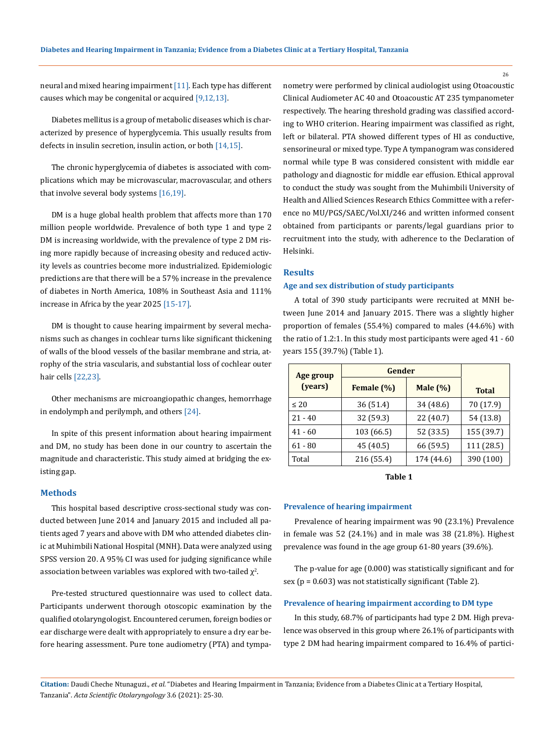neural and mixed hearing impairment [11]. Each type has different causes which may be congenital or acquired [9,12,13].

Diabetes mellitus is a group of metabolic diseases which is characterized by presence of hyperglycemia. This usually results from defects in insulin secretion, insulin action, or both [14,15].

The chronic hyperglycemia of diabetes is associated with complications which may be microvascular, macrovascular, and others that involve several body systems [16,19].

DM is a huge global health problem that affects more than 170 million people worldwide. Prevalence of both type 1 and type 2 DM is increasing worldwide, with the prevalence of type 2 DM rising more rapidly because of increasing obesity and reduced activity levels as countries become more industrialized. Epidemiologic predictions are that there will be a 57% increase in the prevalence of diabetes in North America, 108% in Southeast Asia and 111% increase in Africa by the year 2025 [15-17].

DM is thought to cause hearing impairment by several mechanisms such as changes in cochlear turns like significant thickening of walls of the blood vessels of the basilar membrane and stria, atrophy of the stria vascularis, and substantial loss of cochlear outer hair cells [22,23].

Other mechanisms are microangiopathic changes, hemorrhage in endolymph and perilymph, and others [24].

In spite of this present information about hearing impairment and DM, no study has been done in our country to ascertain the magnitude and characteristic. This study aimed at bridging the existing gap.

## Methods

This hospital based descriptive cross-sectional study was conducted between June 2014 and January 2015 and included all patients aged 7 years and above with DM who attended diabetes clinic at Muhimbili National Hospital (MNH). Data were analyzed using SPSS version 20. A 95% CI was used for judging significance while association between variables was explored with two-tailed $\chi^2$.

Pre-tested structured questionnaire was used to collect data. Participants underwent thorough otoscopic examination by the qualified otolaryngologist. Encountered cerumen, foreign bodies or ear discharge were dealt with appropriately to ensure a dry ear before hearing assessment. Pure tone audiometry (PTA) and tympanometry were performed by clinical audiologist using Otoacoustic Clinical Audiometer AC 40 and Otoacoustic AT 235 tympanometer respectively. The hearing threshold grading was classified according to WHO criterion. Hearing impairment was classified as right, left or bilateral. PTA showed different types of HI as conductive, sensorineural or mixed type. Type A tympanogram was considered normal while type B was considered consistent with middle ear pathology and diagnostic for middle ear effusion. Ethical approval to conduct the study was sought from the Muhimbili University of Health and Allied Sciences Research Ethics Committee with a reference no MU/PGS/SAEC/Vol.XI/246 and written informed consent obtained from participants or parents/legal guardians prior to recruitment into the study, with adherence to the Declaration of Helsinki.

## Results

### Age and sex distribution of study participants

A total of 390 study participants were recruited at MNH between June 2014 and January 2015. There was a slightly higher proportion of females (55.4%) compared to males (44.6%) with the ratio of 1.2:1. In this study most participants were aged 41 - 60 years 155 (39.7%) (Table 1).

| Age group (years) | Gender | | Total |
|---|---|---|---|
| | Female (%) | Male (%) | |
| ≤ 20 | 36 (51.4) | 34 (48.6) | 70 (17.9) |
| 21 - 40 | 32 (59.3) | 22 (40.7) | 54 (13.8) |
| 41 - 60 | 103 (66.5) | 52 (33.5) | 155 (39.7) |
| 61 - 80 | 45 (40.5) | 66 (59.5) | 111 (28.5) |
| Total | 216 (55.4) | 174 (44.6) | 390 (100) |

**Table 1**

### Prevalence of hearing impairment

Prevalence of hearing impairment was 90 (23.1%) Prevalence in female was 52 (24.1%) and in male was 38 (21.8%). Highest prevalence was found in the age group 61-80 years (39.6%).

The p-value for age (0.000) was statistically significant and for sex (p = 0.603) was not statistically significant (Table 2).

### Prevalence of hearing impairment according to DM type

In this study, 68.7% of participants had type 2 DM. High prevalence was observed in this group where 26.1% of participants with type 2 DM had hearing impairment compared to 16.4% of partici-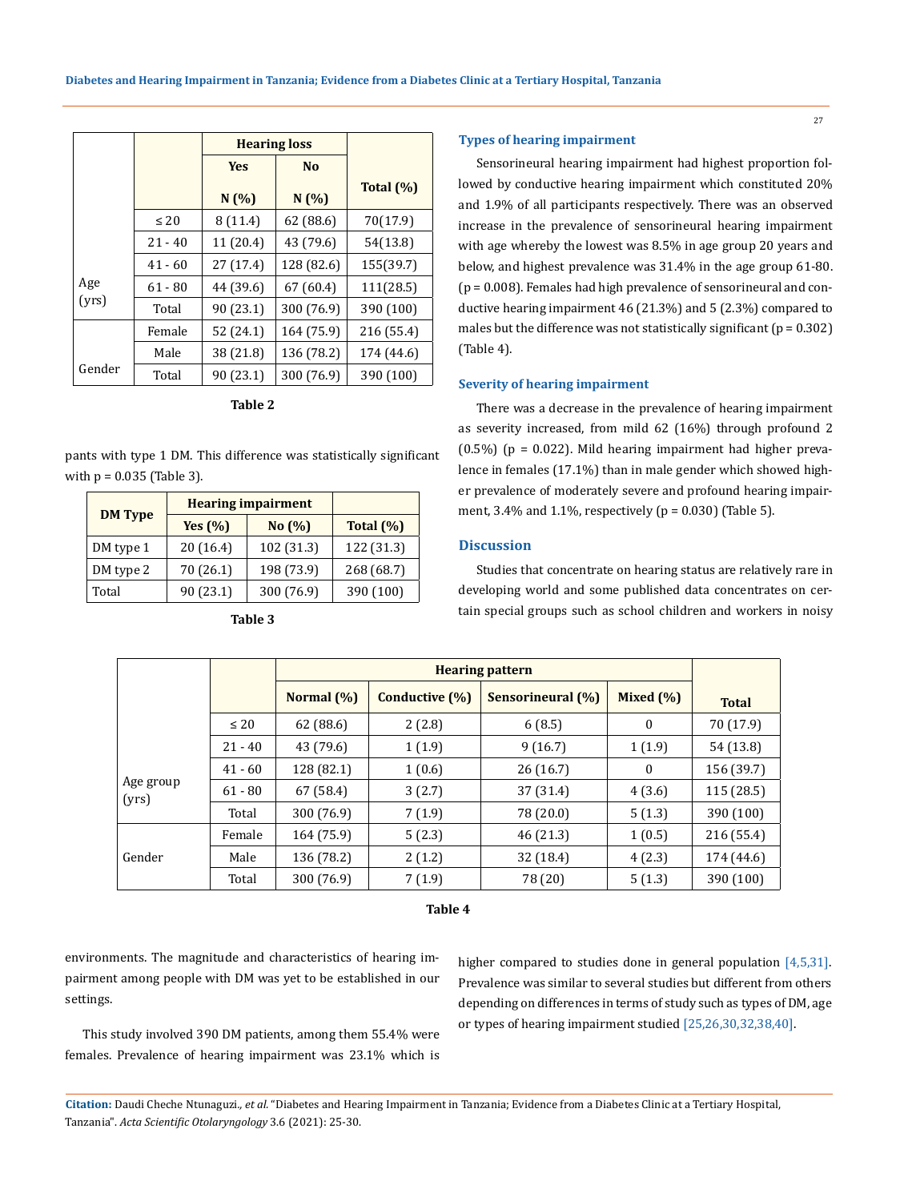| | | Hearing loss | | Total (%) |
|---|---|---|---|---|
| | | Yes N (%) | No N (%) | |
| Age (yrs) | ≤ 20 | 8 (11.4) | 62 (88.6) | 70(17.9) |
| | 21 - 40 | 11 (20.4) | 43 (79.6) | 54(13.8) |
| | 41 - 60 | 27 (17.4) | 128 (82.6) | 155(39.7) |
| | 61 - 80 | 44 (39.6) | 67 (60.4) | 111(28.5) |
| | Total | 90 (23.1) | 300 (76.9) | 390 (100) |
| Gender | Female | 52 (24.1) | 164 (75.9) | 216 (55.4) |
| | Male | 38 (21.8) | 136 (78.2) | 174 (44.6) |
| | Total | 90 (23.1) | 300 (76.9) | 390 (100) |

**Table 2**

pants with type 1 DM. This difference was statistically significant with p = 0.035 (Table 3).

| DM Type | Hearing impairment | | |
|---|---|---|---|
| | Yes (%) | No (%) | Total (%) |
| DM type 1 | 20 (16.4) | 102 (31.3) | 122 (31.3) |
| DM type 2 | 70 (26.1) | 198 (73.9) | 268 (68.7) |
| Total | 90 (23.1) | 300 (76.9) | 390 (100) |

**Table 3**

### Types of hearing impairment

Sensorineural hearing impairment had highest proportion followed by conductive hearing impairment which constituted 20% and 1.9% of all participants respectively. There was an observed increase in the prevalence of sensorineural hearing impairment with age whereby the lowest was 8.5% in age group 20 years and below, and highest prevalence was 31.4% in the age group 61-80. (p = 0.008). Females had high prevalence of sensorineural and conductive hearing impairment 46 (21.3%) and 5 (2.3%) compared to males but the difference was not statistically significant (p = 0.302) (Table 4).

### Severity of hearing impairment

There was a decrease in the prevalence of hearing impairment as severity increased, from mild 62 (16%) through profound 2 (0.5%) (p = 0.022). Mild hearing impairment had higher prevalence in females (17.1%) than in male gender which showed higher prevalence of moderately severe and profound hearing impairment, 3.4% and 1.1%, respectively (p = 0.030) (Table 5).

## Discussion

Studies that concentrate on hearing status are relatively rare in developing world and some published data concentrates on certain special groups such as school children and workers in noisy environments. The magnitude and characteristics of hearing impairment among people with DM was yet to be established in our settings.

| | | Hearing pattern | | | | Total |
|---|---|---|---|---|---|---|
| | | Normal (%) | Conductive (%) | Sensorineural (%) | Mixed (%) | |
| Age group (yrs) | ≤ 20 | 62 (88.6) | 2 (2.8) | 6 (8.5) | 0 | 70 (17.9) |
| | 21 - 40 | 43 (79.6) | 1 (1.9) | 9 (16.7) | 1 (1.9) | 54 (13.8) |
| | 41 - 60 | 128 (82.1) | 1 (0.6) | 26 (16.7) | 0 | 156 (39.7) |
| | 61 - 80 | 67 (58.4) | 3 (2.7) | 37 (31.4) | 4 (3.6) | 115 (28.5) |
| | Total | 300 (76.9) | 7 (1.9) | 78 (20.0) | 5 (1.3) | 390 (100) |
| Gender | Female | 164 (75.9) | 5 (2.3) | 46 (21.3) | 1 (0.5) | 216 (55.4) |
| | Male | 136 (78.2) | 2 (1.2) | 32 (18.4) | 4 (2.3) | 174 (44.6) |
| | Total | 300 (76.9) | 7 (1.9) | 78 (20) | 5 (1.3) | 390 (100) |

**Table 4**

This study involved 390 DM patients, among them 55.4% were females. Prevalence of hearing impairment was 23.1% which is higher compared to studies done in general population [4,5,31]. Prevalence was similar to several studies but different from others depending on differences in terms of study such as types of DM, age or types of hearing impairment studied [25,26,30,32,38,40].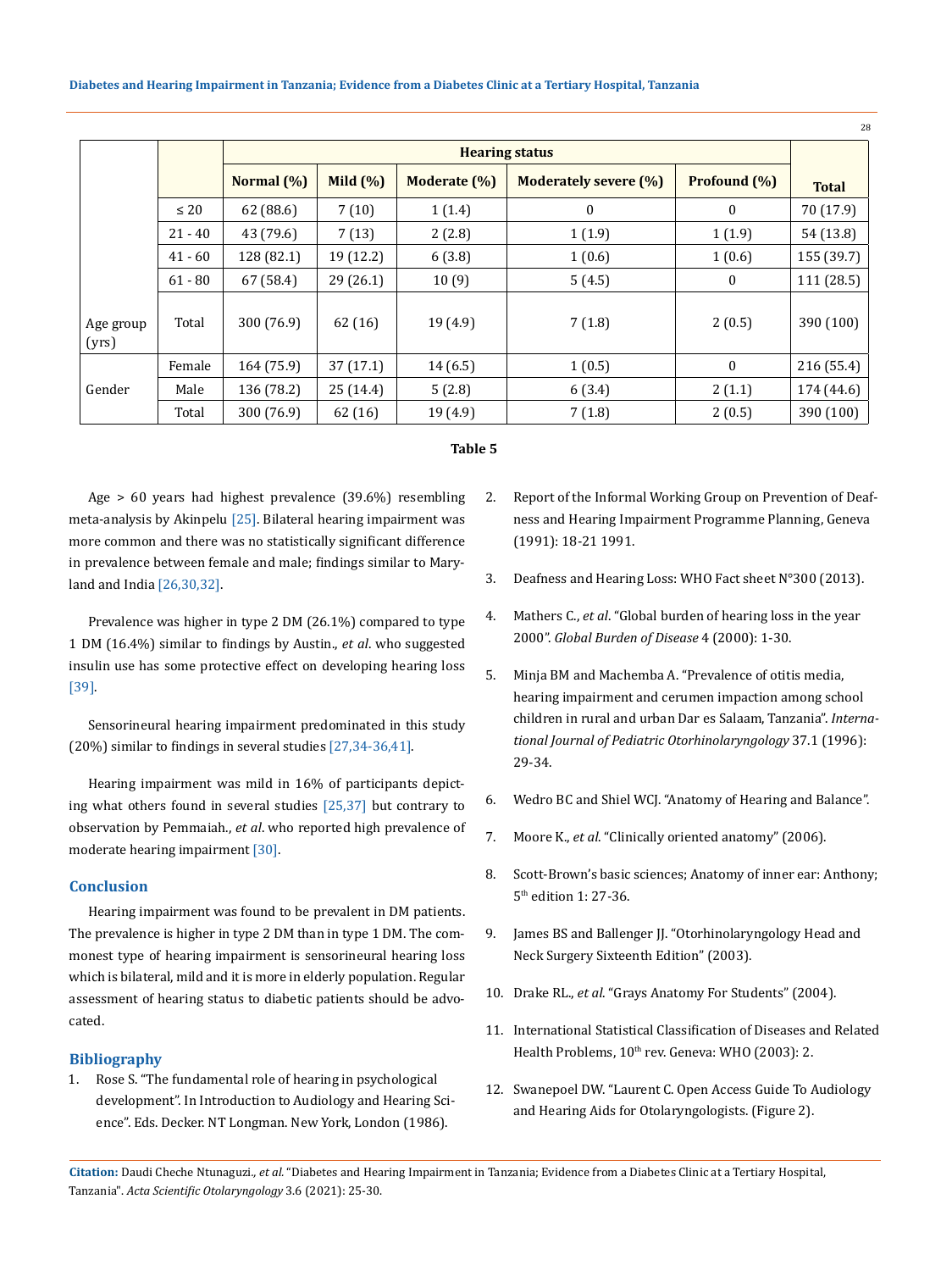| | | Hearing status | | | | | Total |
|---|---|---|---|---|---|---|---|
| | | Normal (%) | Mild (%) | Moderate (%) | Moderately severe (%) | Profound (%) | |
| Age group (yrs) | ≤ 20 | 62 (88.6) | 7 (10) | 1 (1.4) | 0 | 0 | 70 (17.9) |
| | 21 - 40 | 43 (79.6) | 7 (13) | 2 (2.8) | 1 (1.9) | 1 (1.9) | 54 (13.8) |
| | 41 - 60 | 128 (82.1) | 19 (12.2) | 6 (3.8) | 1 (0.6) | 1 (0.6) | 155 (39.7) |
| | 61 - 80 | 67 (58.4) | 29 (26.1) | 10 (9) | 5 (4.5) | 0 | 111 (28.5) |
| | Total | 300 (76.9) | 62 (16) | 19 (4.9) | 7 (1.8) | 2 (0.5) | 390 (100) |
| Gender | Female | 164 (75.9) | 37 (17.1) | 14 (6.5) | 1 (0.5) | 0 | 216 (55.4) |
| | Male | 136 (78.2) | 25 (14.4) | 5 (2.8) | 6 (3.4) | 2 (1.1) | 174 (44.6) |
| | Total | 300 (76.9) | 62 (16) | 19 (4.9) | 7 (1.8) | 2 (0.5) | 390 (100) |

**Table 5**

Age > 60 years had highest prevalence (39.6%) resembling meta-analysis by Akinpelu [25]. Bilateral hearing impairment was more common and there was no statistically significant difference in prevalence between female and male; findings similar to Maryland and India [26,30,32].

Prevalence was higher in type 2 DM (26.1%) compared to type 1 DM (16.4%) similar to findings by Austin., *et al*. who suggested insulin use has some protective effect on developing hearing loss [39].

Sensorineural hearing impairment predominated in this study (20%) similar to findings in several studies [27,34-36,41].

Hearing impairment was mild in 16% of participants depicting what others found in several studies [25,37] but contrary to observation by Pemmaiah., *et al*. who reported high prevalence of moderate hearing impairment [30].

## Conclusion

Hearing impairment was found to be prevalent in DM patients. The prevalence is higher in type 2 DM than in type 1 DM. The commonest type of hearing impairment is sensorineural hearing loss which is bilateral, mild and it is more in elderly population. Regular assessment of hearing status to diabetic patients should be advocated.

## Bibliography

1. Rose S. "The fundamental role of hearing in psychological development". In Introduction to Audiology and Hearing Science". Eds. Decker. NT Longman. New York, London (1986).
2. Report of the Informal Working Group on Prevention of Deafness and Hearing Impairment Programme Planning, Geneva (1991): 18-21 1991.
3. Deafness and Hearing Loss: WHO Fact sheet N°300 (2013).
4. Mathers C., *et al*. "Global burden of hearing loss in the year 2000". *Global Burden of Disease* 4 (2000): 1-30.
5. Minja BM and Machemba A. "Prevalence of otitis media, hearing impairment and cerumen impaction among school children in rural and urban Dar es Salaam, Tanzania". *International Journal of Pediatric Otorhinolaryngology* 37.1 (1996): 29-34.
6. Wedro BC and Shiel WCJ. "Anatomy of Hearing and Balance".
7. Moore K., *et al*. "Clinically oriented anatomy" (2006).
8. Scott-Brown's basic sciences; Anatomy of inner ear: Anthony; 5th edition 1: 27-36.
9. James BS and Ballenger JJ. "Otorhinolaryngology Head and Neck Surgery Sixteenth Edition" (2003).
10. Drake RL., *et al*. "Grays Anatomy For Students" (2004).
11. International Statistical Classification of Diseases and Related Health Problems, 10th rev. Geneva: WHO (2003): 2.
12. Swanepoel DW. "Laurent C. Open Access Guide To Audiology and Hearing Aids for Otolaryngologists. (Figure 2).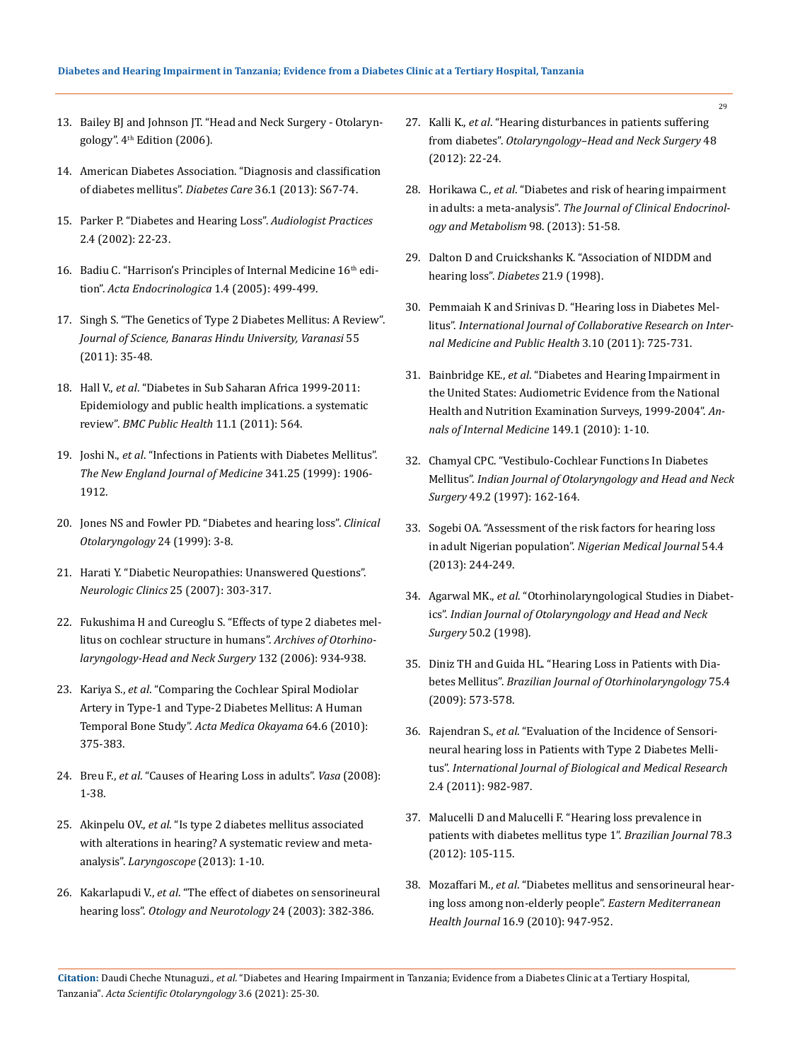13. Bailey BJ and Johnson JT. "Head and Neck Surgery - Otolaryngology". 4th Edition (2006).

14. American Diabetes Association. "Diagnosis and classification of diabetes mellitus". *Diabetes Care* 36.1 (2013): S67-74.

15. Parker P. "Diabetes and Hearing Loss". *Audiologist Practices* 2.4 (2002): 22-23.

16. Badiu C. "Harrison's Principles of Internal Medicine 16th edition". *Acta Endocrinologica* 1.4 (2005): 499-499.

17. Singh S. "The Genetics of Type 2 Diabetes Mellitus: A Review". *Journal of Science, Banaras Hindu University, Varanasi* 55 (2011): 35-48.

18. Hall V., *et al*. "Diabetes in Sub Saharan Africa 1999-2011: Epidemiology and public health implications. a systematic review". *BMC Public Health* 11.1 (2011): 564.

19. Joshi N., *et al*. "Infections in Patients with Diabetes Mellitus". *The New England Journal of Medicine* 341.25 (1999): 1906-1912.

20. Jones NS and Fowler PD. "Diabetes and hearing loss". *Clinical Otolaryngology* 24 (1999): 3-8.

21. Harati Y. "Diabetic Neuropathies: Unanswered Questions". *Neurologic Clinics* 25 (2007): 303-317.

22. Fukushima H and Cureoglu S. "Effects of type 2 diabetes mellitus on cochlear structure in humans". *Archives of Otorhinolaryngology-Head and Neck Surgery* 132 (2006): 934-938.

23. Kariya S., *et al*. "Comparing the Cochlear Spiral Modiolar Artery in Type-1 and Type-2 Diabetes Mellitus: A Human Temporal Bone Study". *Acta Medica Okayama* 64.6 (2010): 375-383.

24. Breu F., *et al*. "Causes of Hearing Loss in adults". *Vasa* (2008): 1-38.

25. Akinpelu OV., *et al*. "Is type 2 diabetes mellitus associated with alterations in hearing? A systematic review and meta-analysis". *Laryngoscope* (2013): 1-10.

26. Kakarlapudi V., *et al*. "The effect of diabetes on sensorineural hearing loss". *Otology and Neurotology* 24 (2003): 382-386.

27. Kalli K., *et al*. "Hearing disturbances in patients suffering from diabetes". *Otolaryngology–Head and Neck Surgery* 48 (2012): 22-24.

28. Horikawa C., *et al*. "Diabetes and risk of hearing impairment in adults: a meta-analysis". *The Journal of Clinical Endocrinology and Metabolism* 98. (2013): 51-58.

29. Dalton D and Cruickshanks K. "Association of NIDDM and hearing loss". *Diabetes* 21.9 (1998).

30. Pemmaiah K and Srinivas D. "Hearing loss in Diabetes Mellitus". *International Journal of Collaborative Research on Internal Medicine and Public Health* 3.10 (2011): 725-731.

31. Bainbridge KE., *et al*. "Diabetes and Hearing Impairment in the United States: Audiometric Evidence from the National Health and Nutrition Examination Surveys, 1999-2004". *Annals of Internal Medicine* 149.1 (2010): 1-10.

32. Chamyal CPC. "Vestibulo-Cochlear Functions In Diabetes Mellitus". *Indian Journal of Otolaryngology and Head and Neck Surgery* 49.2 (1997): 162-164.

33. Sogebi OA. "Assessment of the risk factors for hearing loss in adult Nigerian population". *Nigerian Medical Journal* 54.4 (2013): 244-249.

34. Agarwal MK., *et al*. "Otorhinolaryngological Studies in Diabetics". *Indian Journal of Otolaryngology and Head and Neck Surgery* 50.2 (1998).

35. Diniz TH and Guida HL. "Hearing Loss in Patients with Diabetes Mellitus". *Brazilian Journal of Otorhinolaryngology* 75.4 (2009): 573-578.

36. Rajendran S., *et al*. "Evaluation of the Incidence of Sensorineural hearing loss in Patients with Type 2 Diabetes Mellitus". *International Journal of Biological and Medical Research* 2.4 (2011): 982-987.

37. Malucelli D and Malucelli F. "Hearing loss prevalence in patients with diabetes mellitus type 1". *Brazilian Journal* 78.3 (2012): 105-115.

38. Mozaffari M., *et al*. "Diabetes mellitus and sensorineural hearing loss among non-elderly people". *Eastern Mediterranean Health Journal* 16.9 (2010): 947-952.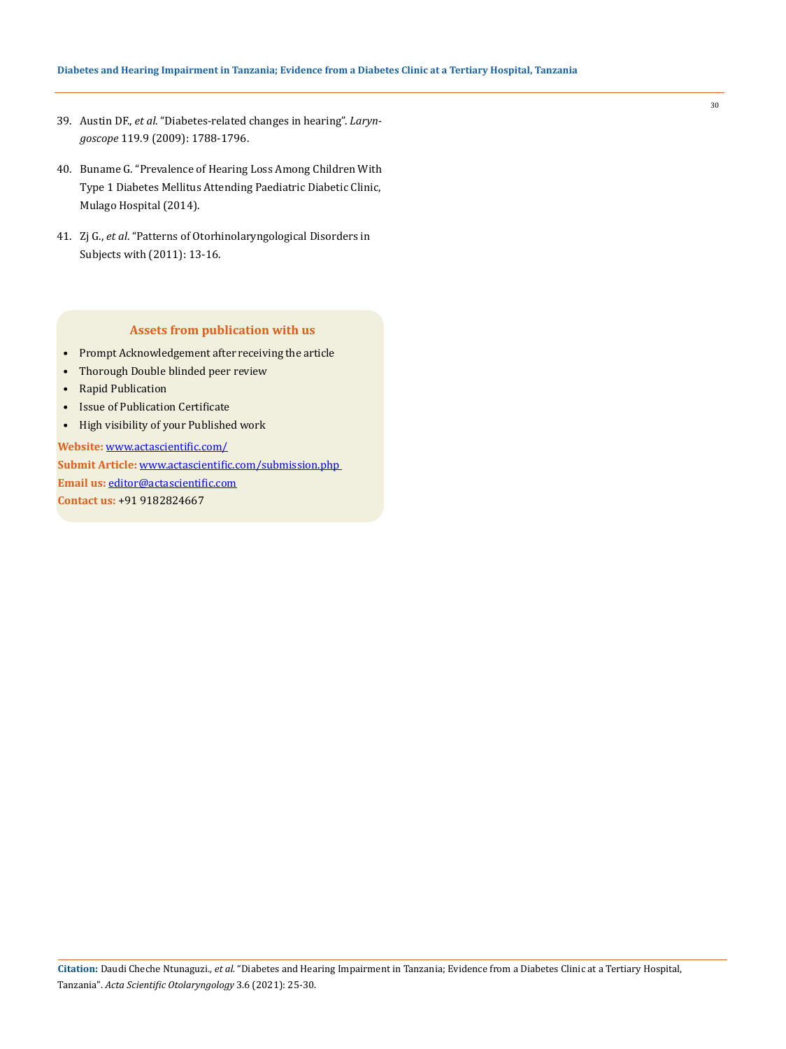39. Austin DF., *et al*. "Diabetes-related changes in hearing". *Laryngoscope* 119.9 (2009): 1788-1796.

40. Buname G. "Prevalence of Hearing Loss Among Children With Type 1 Diabetes Mellitus Attending Paediatric Diabetic Clinic, Mulago Hospital (2014).

41. Zj G., *et al*. "Patterns of Otorhinolaryngological Disorders in Subjects with (2011): 13-16.

### Assets from publication with us

- Prompt Acknowledgement after receiving the article
- Thorough Double blinded peer review
- Rapid Publication
- Issue of Publication Certificate
- High visibility of your Published work

**Website:** www.actascientific.com/
**Submit Article:** www.actascientific.com/submission.php
**Email us:** editor@actascientific.com
**Contact us:** +91 9182824667